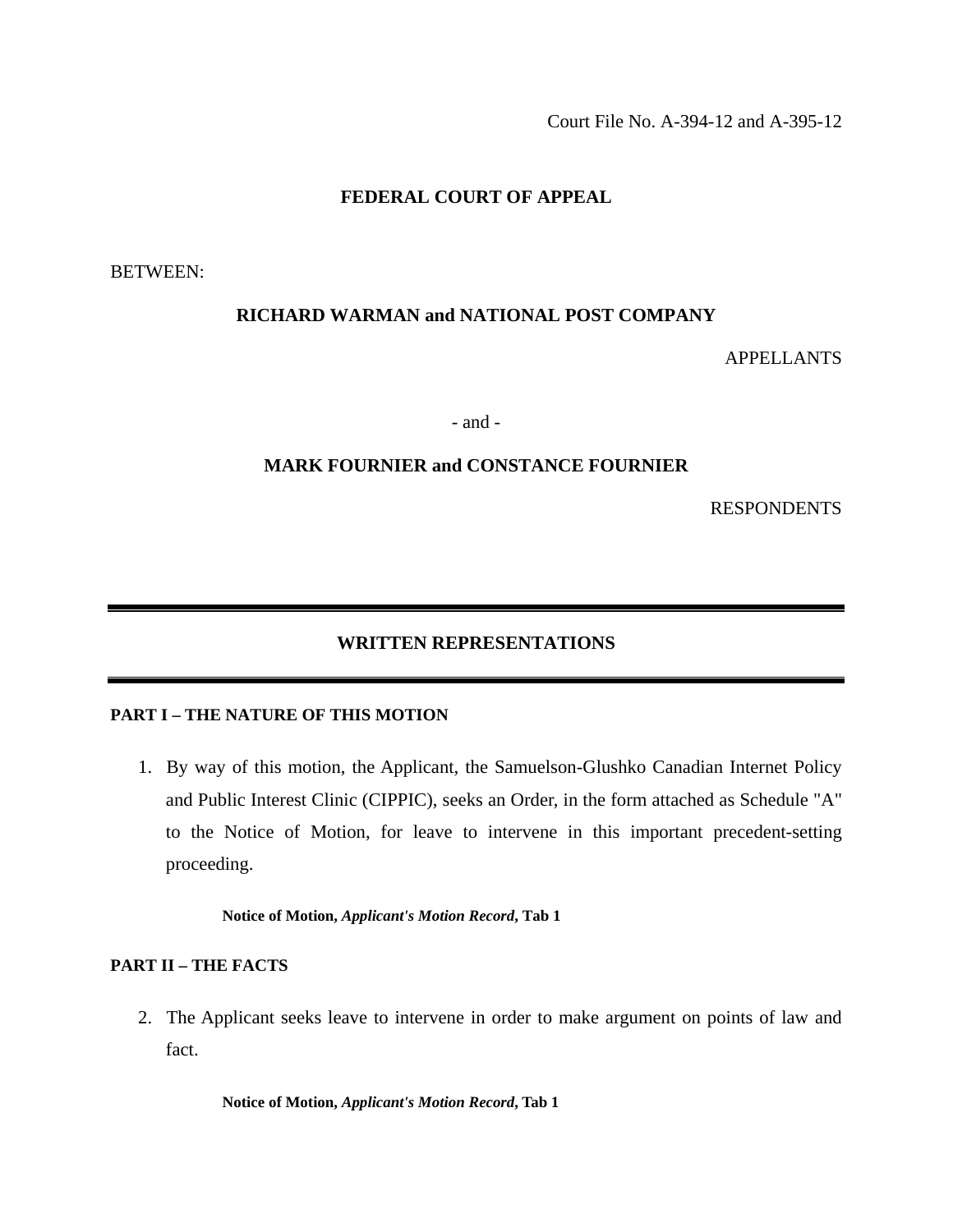Court File No. A-394-12 and A-395-12

**FEDERAL COURT OF APPEAL**

BETWEEN:

**RICHARD WARMAN and NATIONAL POST COMPANY**

APPELLANTS

\- and -

**MARK FOURNIER and CONSTANCE FOURNIER**

RESPONDENTS

---

## WRITTEN REPRESENTATIONS

---

### PART I – THE NATURE OF THIS MOTION

1. By way of this motion, the Applicant, the Samuelson-Glushko Canadian Internet Policy and Public Interest Clinic (CIPPIC), seeks an Order, in the form attached as Schedule "A" to the Notice of Motion, for leave to intervene in this important precedent-setting proceeding.

   **Notice of Motion, *Applicant's Motion Record*, Tab 1**

### PART II – THE FACTS

2. The Applicant seeks leave to intervene in order to make argument on points of law and fact.

   **Notice of Motion, *Applicant's Motion Record*, Tab 1**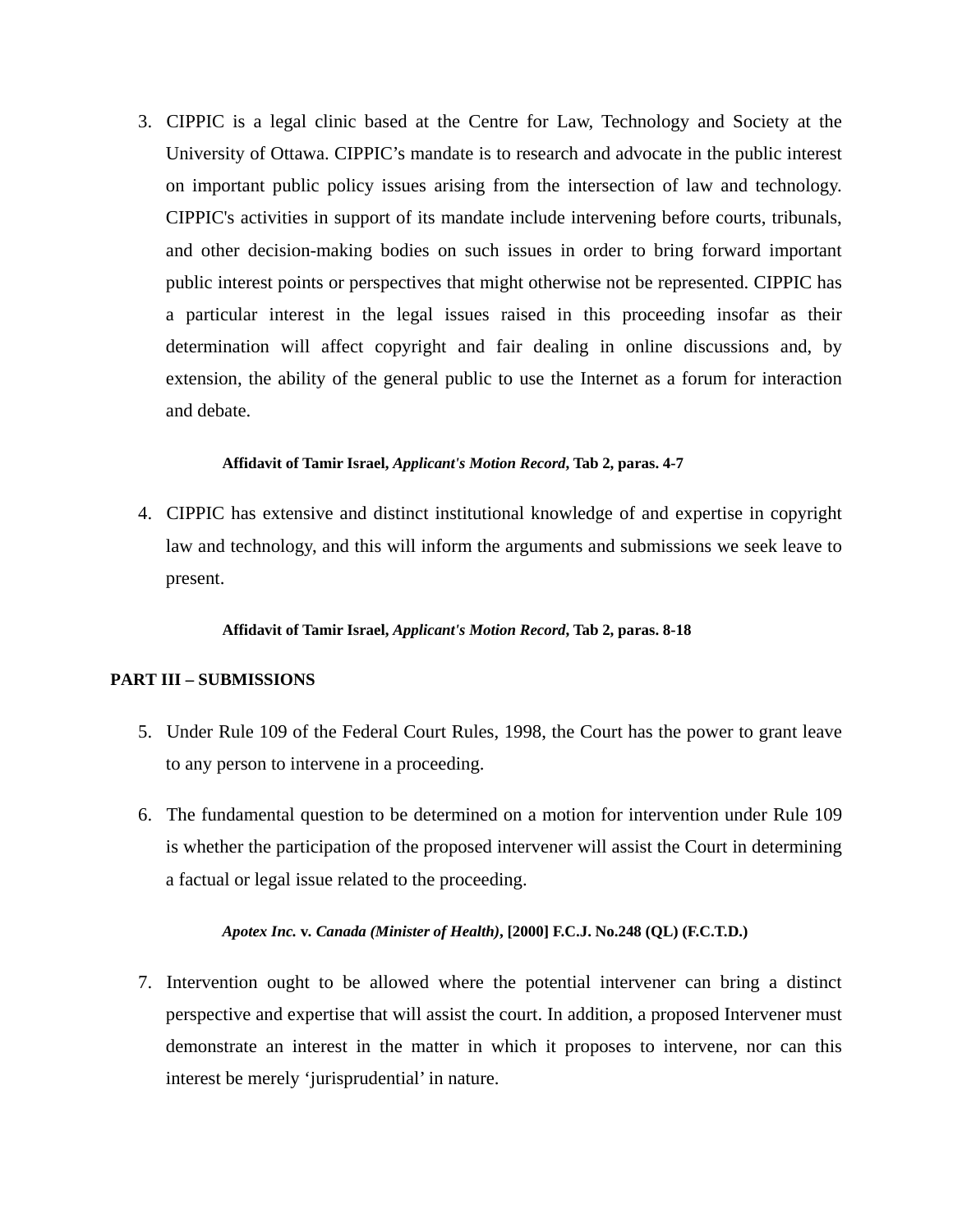3. CIPPIC is a legal clinic based at the Centre for Law, Technology and Society at the University of Ottawa. CIPPIC's mandate is to research and advocate in the public interest on important public policy issues arising from the intersection of law and technology. CIPPIC's activities in support of its mandate include intervening before courts, tribunals, and other decision-making bodies on such issues in order to bring forward important public interest points or perspectives that might otherwise not be represented. CIPPIC has a particular interest in the legal issues raised in this proceeding insofar as their determination will affect copyright and fair dealing in online discussions and, by extension, the ability of the general public to use the Internet as a forum for interaction and debate.

   **Affidavit of Tamir Israel, *Applicant's Motion Record*, Tab 2, paras. 4-7**

4. CIPPIC has extensive and distinct institutional knowledge of and expertise in copyright law and technology, and this will inform the arguments and submissions we seek leave to present.

   **Affidavit of Tamir Israel, *Applicant's Motion Record*, Tab 2, paras. 8-18**

**PART III – SUBMISSIONS**

5. Under Rule 109 of the Federal Court Rules, 1998, the Court has the power to grant leave to any person to intervene in a proceeding.

6. The fundamental question to be determined on a motion for intervention under Rule 109 is whether the participation of the proposed intervener will assist the Court in determining a factual or legal issue related to the proceeding.

   ***Apotex Inc.* v. *Canada (Minister of Health)*, [2000] F.C.J. No.248 (QL) (F.C.T.D.)**

7. Intervention ought to be allowed where the potential intervener can bring a distinct perspective and expertise that will assist the court. In addition, a proposed Intervener must demonstrate an interest in the matter in which it proposes to intervene, nor can this interest be merely 'jurisprudential' in nature.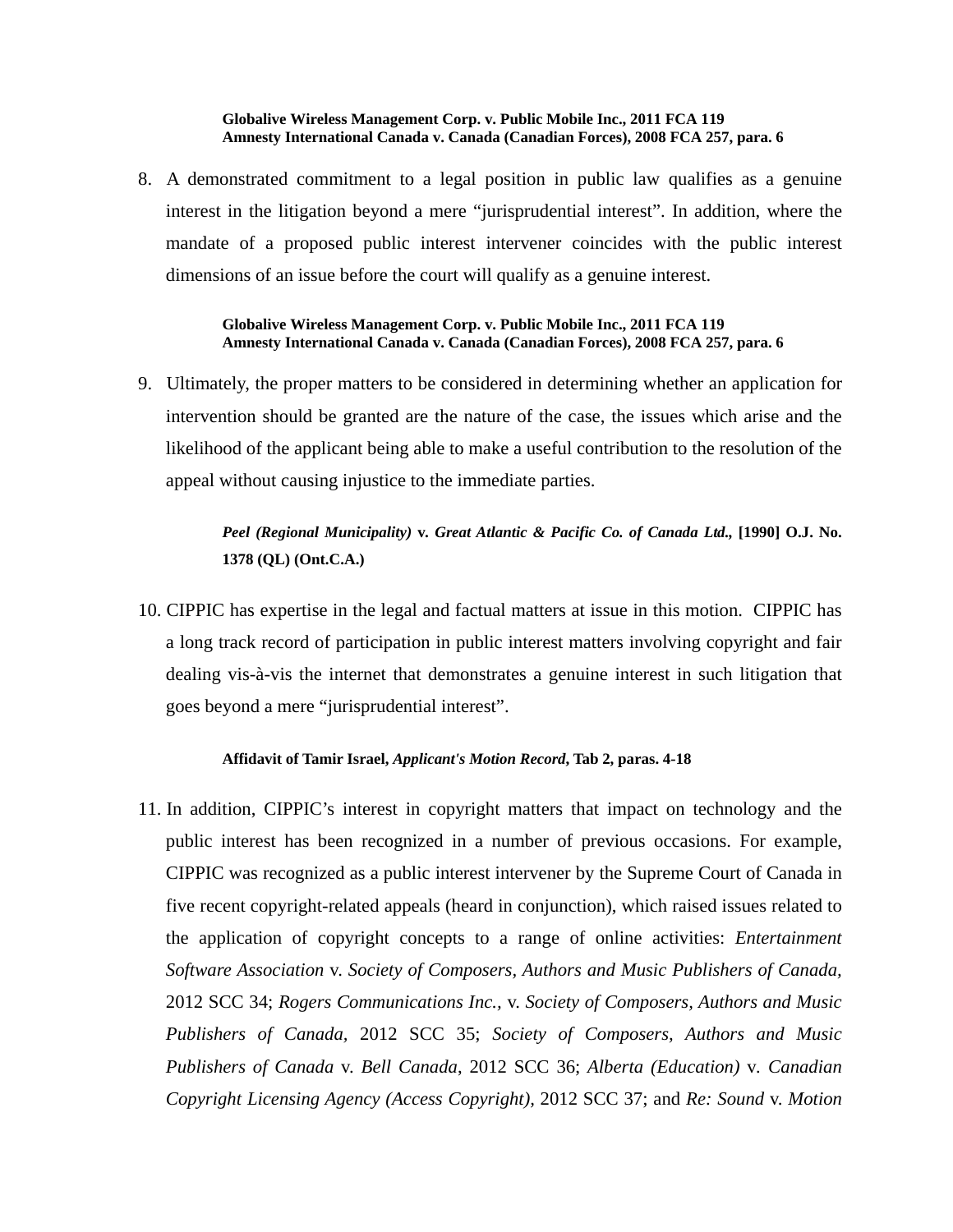**Globalive Wireless Management Corp. v. Public Mobile Inc., 2011 FCA 119**
**Amnesty International Canada v. Canada (Canadian Forces), 2008 FCA 257, para. 6**

8. A demonstrated commitment to a legal position in public law qualifies as a genuine interest in the litigation beyond a mere "jurisprudential interest". In addition, where the mandate of a proposed public interest intervener coincides with the public interest dimensions of an issue before the court will qualify as a genuine interest.

**Globalive Wireless Management Corp. v. Public Mobile Inc., 2011 FCA 119**
**Amnesty International Canada v. Canada (Canadian Forces), 2008 FCA 257, para. 6**

9. Ultimately, the proper matters to be considered in determining whether an application for intervention should be granted are the nature of the case, the issues which arise and the likelihood of the applicant being able to make a useful contribution to the resolution of the appeal without causing injustice to the immediate parties.

***Peel (Regional Municipality)* v. *Great Atlantic & Pacific Co. of Canada Ltd.*, [1990] O.J. No. 1378 (QL) (Ont.C.A.)**

10. CIPPIC has expertise in the legal and factual matters at issue in this motion. CIPPIC has a long track record of participation in public interest matters involving copyright and fair dealing vis-à-vis the internet that demonstrates a genuine interest in such litigation that goes beyond a mere "jurisprudential interest".

**Affidavit of Tamir Israel, *Applicant's Motion Record*, Tab 2, paras. 4-18**

11. In addition, CIPPIC's interest in copyright matters that impact on technology and the public interest has been recognized in a number of previous occasions. For example, CIPPIC was recognized as a public interest intervener by the Supreme Court of Canada in five recent copyright-related appeals (heard in conjunction), which raised issues related to the application of copyright concepts to a range of online activities: *Entertainment Software Association* v. *Society of Composers, Authors and Music Publishers of Canada*, 2012 SCC 34; *Rogers Communications Inc.*, v. *Society of Composers, Authors and Music Publishers of Canada*, 2012 SCC 35; *Society of Composers, Authors and Music Publishers of Canada* v. *Bell Canada*, 2012 SCC 36; *Alberta (Education)* v. *Canadian Copyright Licensing Agency (Access Copyright)*, 2012 SCC 37; and *Re: Sound* v. *Motion*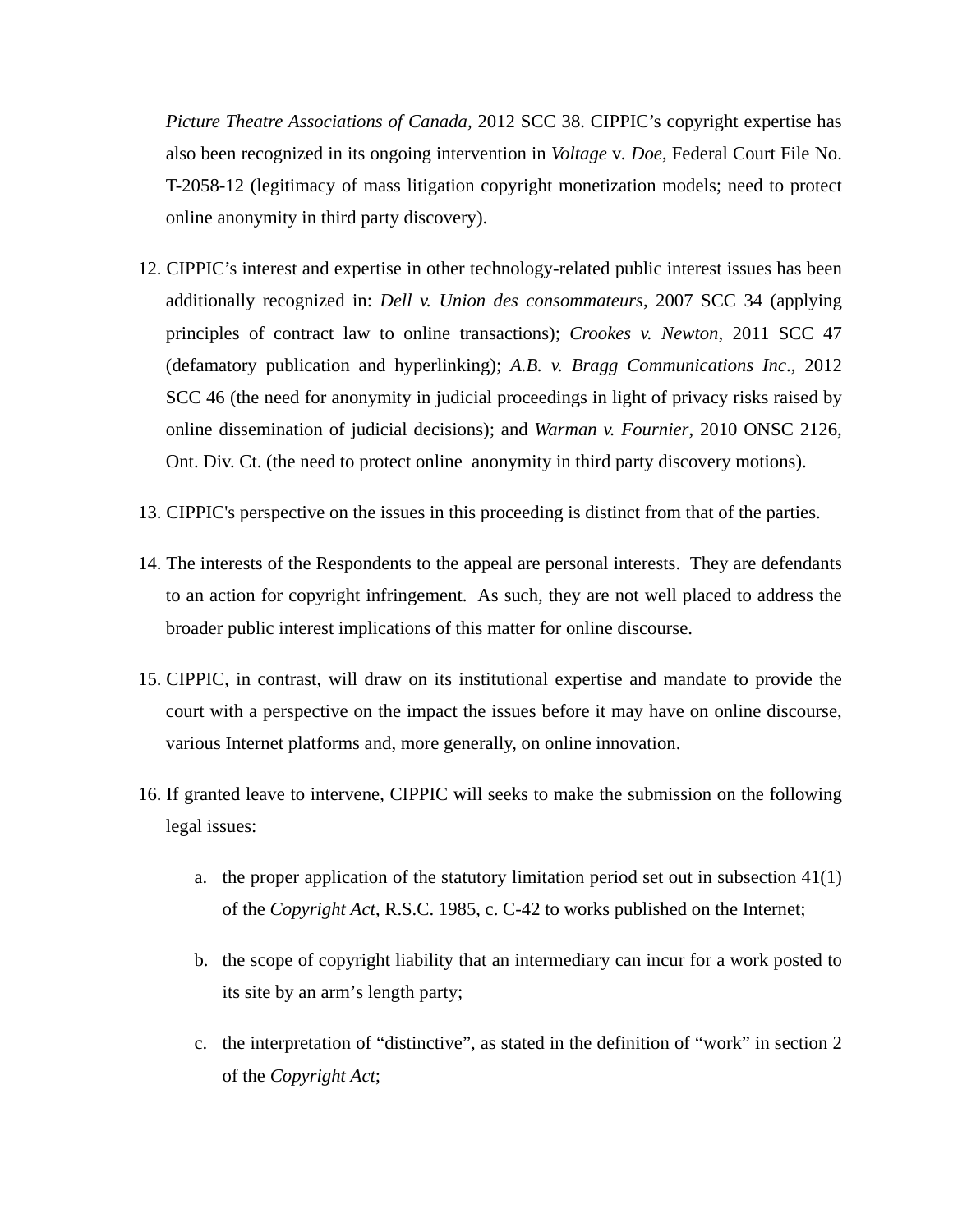*Picture Theatre Associations of Canada*, 2012 SCC 38. CIPPIC's copyright expertise has also been recognized in its ongoing intervention in *Voltage* v. *Doe*, Federal Court File No. T-2058-12 (legitimacy of mass litigation copyright monetization models; need to protect online anonymity in third party discovery).

12. CIPPIC's interest and expertise in other technology-related public interest issues has been additionally recognized in: *Dell v. Union des consommateurs*, 2007 SCC 34 (applying principles of contract law to online transactions); *Crookes v. Newton*, 2011 SCC 47 (defamatory publication and hyperlinking); *A.B. v. Bragg Communications Inc*., 2012 SCC 46 (the need for anonymity in judicial proceedings in light of privacy risks raised by online dissemination of judicial decisions); and *Warman v. Fournier*, 2010 ONSC 2126, Ont. Div. Ct. (the need to protect online anonymity in third party discovery motions).

13. CIPPIC's perspective on the issues in this proceeding is distinct from that of the parties.

14. The interests of the Respondents to the appeal are personal interests. They are defendants to an action for copyright infringement. As such, they are not well placed to address the broader public interest implications of this matter for online discourse.

15. CIPPIC, in contrast, will draw on its institutional expertise and mandate to provide the court with a perspective on the impact the issues before it may have on online discourse, various Internet platforms and, more generally, on online innovation.

16. If granted leave to intervene, CIPPIC will seeks to make the submission on the following legal issues:

    a. the proper application of the statutory limitation period set out in subsection 41(1) of the *Copyright Act*, R.S.C. 1985, c. C-42 to works published on the Internet;

    b. the scope of copyright liability that an intermediary can incur for a work posted to its site by an arm's length party;

    c. the interpretation of "distinctive", as stated in the definition of "work" in section 2 of the *Copyright Act*;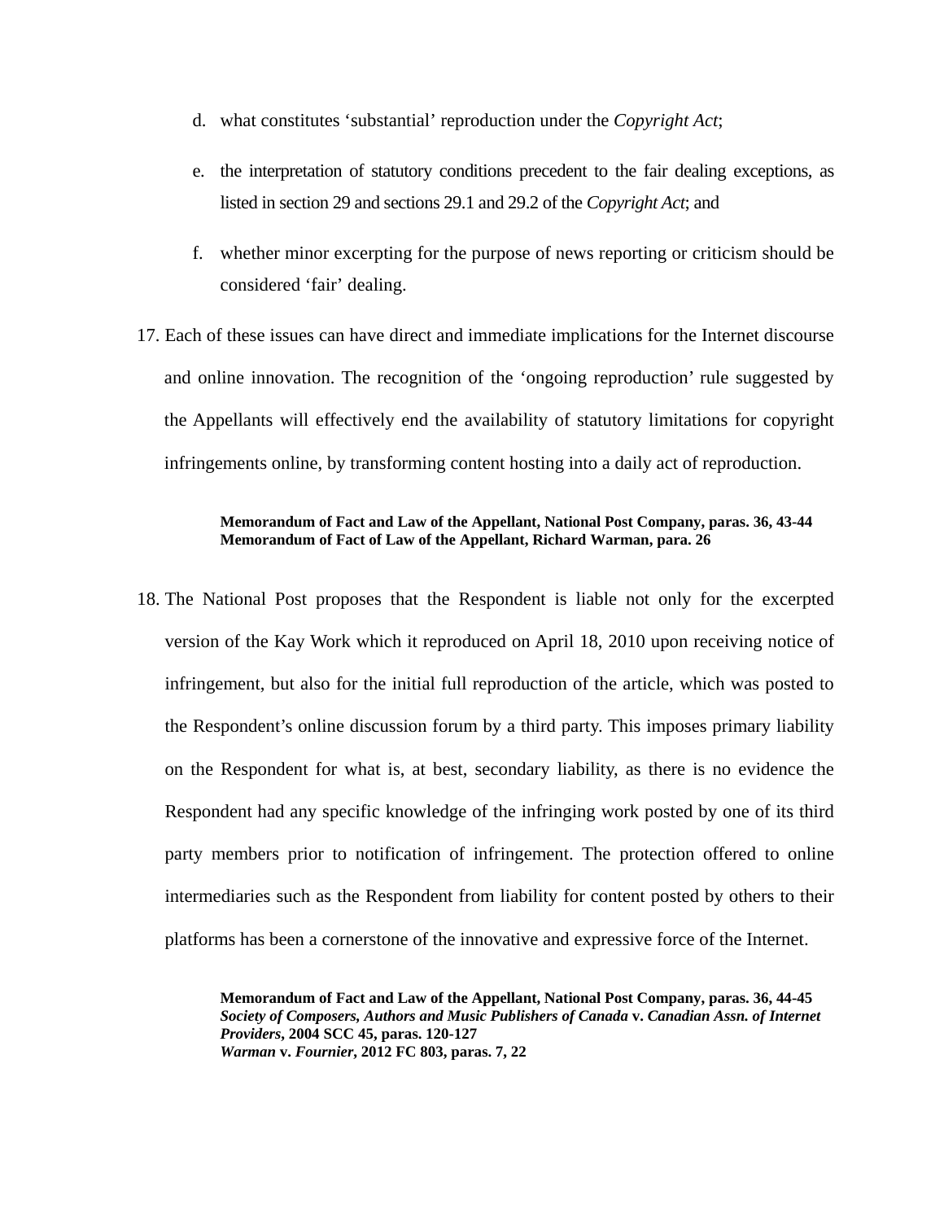d. what constitutes 'substantial' reproduction under the *Copyright Act*;

e. the interpretation of statutory conditions precedent to the fair dealing exceptions, as listed in section 29 and sections 29.1 and 29.2 of the *Copyright Act*; and

f. whether minor excerpting for the purpose of news reporting or criticism should be considered 'fair' dealing.

17. Each of these issues can have direct and immediate implications for the Internet discourse and online innovation. The recognition of the 'ongoing reproduction' rule suggested by the Appellants will effectively end the availability of statutory limitations for copyright infringements online, by transforming content hosting into a daily act of reproduction.

> **Memorandum of Fact and Law of the Appellant, National Post Company, paras. 36, 43-44**
> **Memorandum of Fact of Law of the Appellant, Richard Warman, para. 26**

18. The National Post proposes that the Respondent is liable not only for the excerpted version of the Kay Work which it reproduced on April 18, 2010 upon receiving notice of infringement, but also for the initial full reproduction of the article, which was posted to the Respondent's online discussion forum by a third party. This imposes primary liability on the Respondent for what is, at best, secondary liability, as there is no evidence the Respondent had any specific knowledge of the infringing work posted by one of its third party members prior to notification of infringement. The protection offered to online intermediaries such as the Respondent from liability for content posted by others to their platforms has been a cornerstone of the innovative and expressive force of the Internet.

> **Memorandum of Fact and Law of the Appellant, National Post Company, paras. 36, 44-45**
> ***Society of Composers, Authors and Music Publishers of Canada* v. *Canadian Assn. of Internet Providers*, 2004 SCC 45, paras. 120-127**
> ***Warman* v. *Fournier*, 2012 FC 803, paras. 7, 22**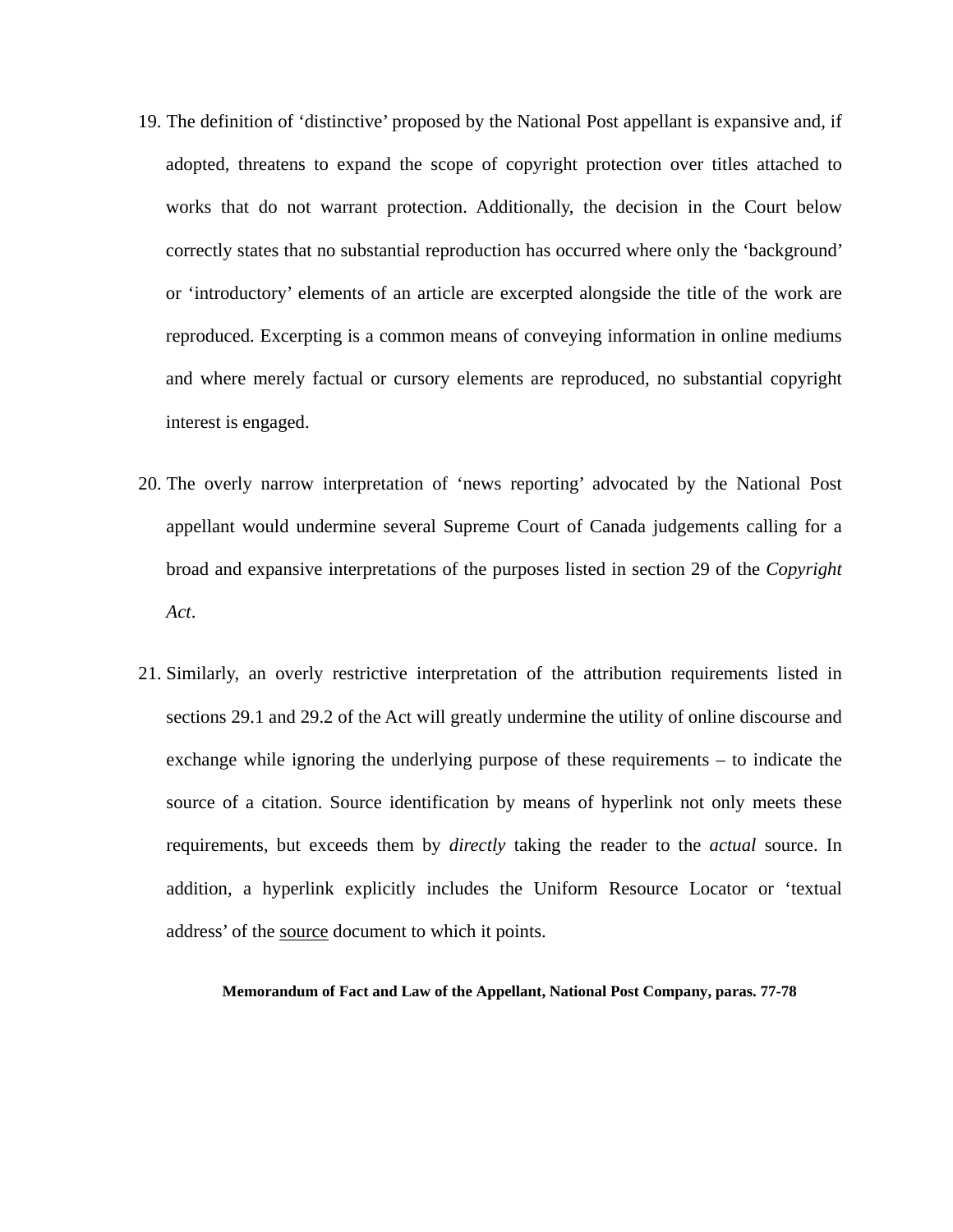19. The definition of 'distinctive' proposed by the National Post appellant is expansive and, if adopted, threatens to expand the scope of copyright protection over titles attached to works that do not warrant protection. Additionally, the decision in the Court below correctly states that no substantial reproduction has occurred where only the 'background' or 'introductory' elements of an article are excerpted alongside the title of the work are reproduced. Excerpting is a common means of conveying information in online mediums and where merely factual or cursory elements are reproduced, no substantial copyright interest is engaged.

20. The overly narrow interpretation of 'news reporting' advocated by the National Post appellant would undermine several Supreme Court of Canada judgements calling for a broad and expansive interpretations of the purposes listed in section 29 of the *Copyright Act*.

21. Similarly, an overly restrictive interpretation of the attribution requirements listed in sections 29.1 and 29.2 of the Act will greatly undermine the utility of online discourse and exchange while ignoring the underlying purpose of these requirements – to indicate the source of a citation. Source identification by means of hyperlink not only meets these requirements, but exceeds them by *directly* taking the reader to the *actual* source. In addition, a hyperlink explicitly includes the Uniform Resource Locator or 'textual address' of the source document to which it points.

**Memorandum of Fact and Law of the Appellant, National Post Company, paras. 77-78**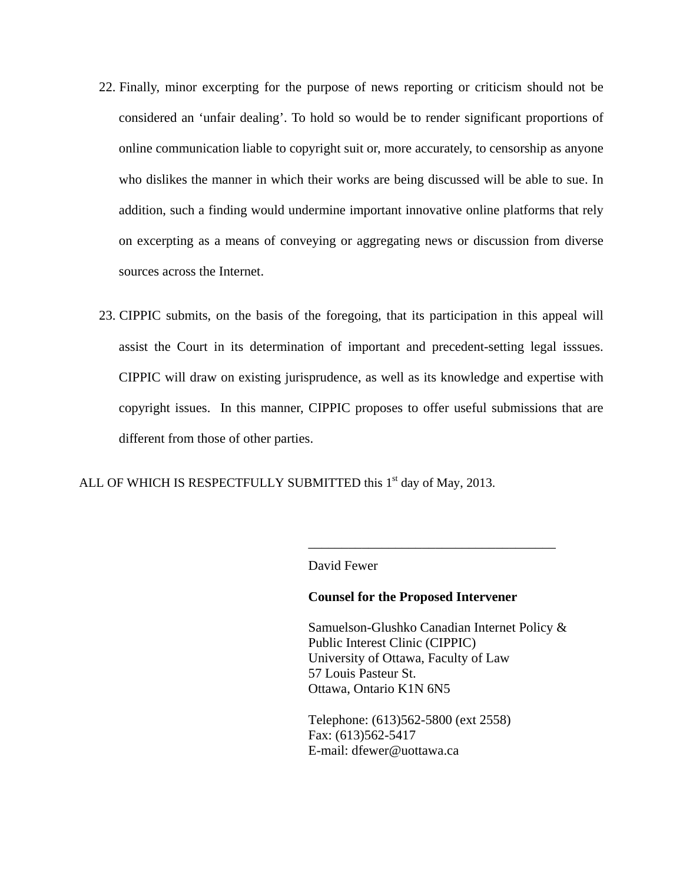22. Finally, minor excerpting for the purpose of news reporting or criticism should not be considered an 'unfair dealing'. To hold so would be to render significant proportions of online communication liable to copyright suit or, more accurately, to censorship as anyone who dislikes the manner in which their works are being discussed will be able to sue. In addition, such a finding would undermine important innovative online platforms that rely on excerpting as a means of conveying or aggregating news or discussion from diverse sources across the Internet.

23. CIPPIC submits, on the basis of the foregoing, that its participation in this appeal will assist the Court in its determination of important and precedent-setting legal isssues. CIPPIC will draw on existing jurisprudence, as well as its knowledge and expertise with copyright issues. In this manner, CIPPIC proposes to offer useful submissions that are different from those of other parties.

ALL OF WHICH IS RESPECTFULLY SUBMITTED this 1st day of May, 2013.

\_\_\_\_\_\_\_\_\_\_\_\_\_\_\_\_\_\_\_\_\_\_\_\_\_\_\_\_\_\_\_\_\_\_\_\_\_\_

David Fewer

**Counsel for the Proposed Intervener**

Samuelson-Glushko Canadian Internet Policy &
Public Interest Clinic (CIPPIC)
University of Ottawa, Faculty of Law
57 Louis Pasteur St.
Ottawa, Ontario K1N 6N5

Telephone: (613)562-5800 (ext 2558)
Fax: (613)562-5417
E-mail: dfewer@uottawa.ca